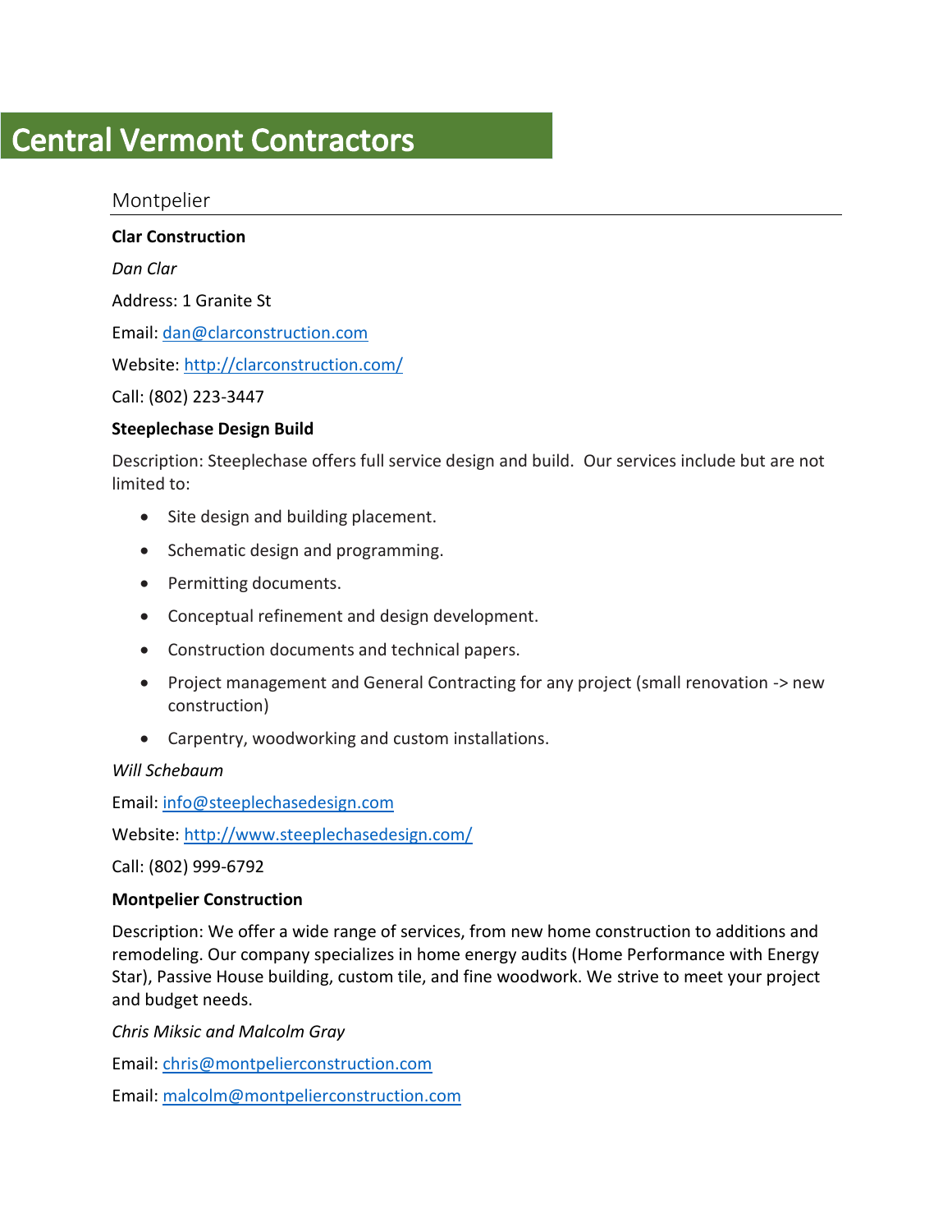# Central Vermont Contractors

## Montpelier

**Clar Construction**

*Dan Clar*

Address: 1 Granite St

Email: dan@clarconstruction.com

Website: http://clarconstruction.com/

Call: (802) 223-3447

**Steeplechase Design Build**

Description: Steeplechase offers full service design and build. Our services include but are not limited to:

- Site design and building placement.
- Schematic design and programming.
- Permitting documents.
- Conceptual refinement and design development.
- Construction documents and technical papers.
- Project management and General Contracting for any project (small renovation -> new construction)
- Carpentry, woodworking and custom installations.

*Will Schebaum*

Email: info@steeplechasedesign.com

Website: http://www.steeplechasedesign.com/

Call: (802) 999-6792

**Montpelier Construction**

Description: We offer a wide range of services, from new home construction to additions and remodeling. Our company specializes in home energy audits (Home Performance with Energy Star), Passive House building, custom tile, and fine woodwork. We strive to meet your project and budget needs.

*Chris Miksic and Malcolm Gray*

Email: chris@montpelierconstruction.com

Email: malcolm@montpelierconstruction.com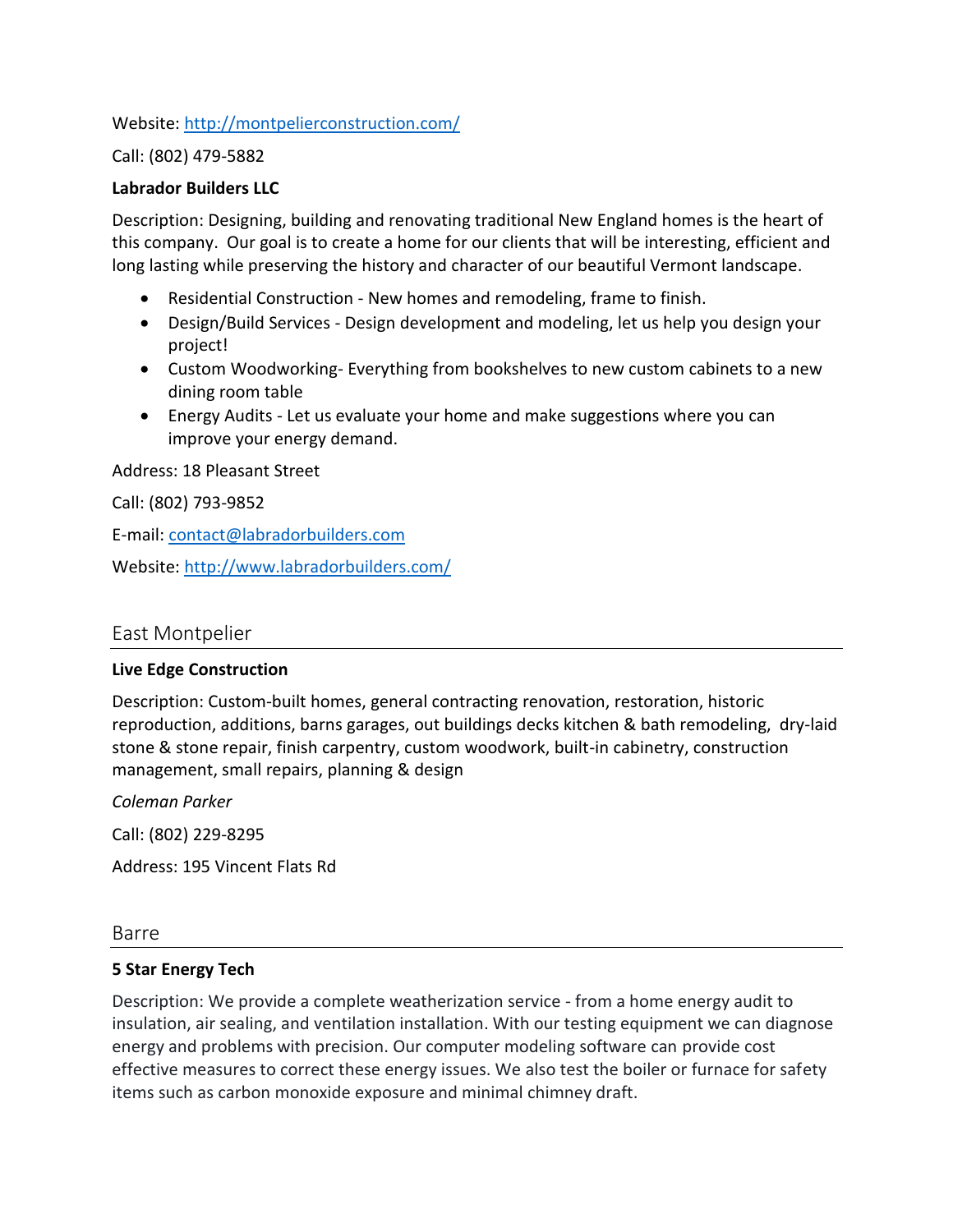Website: http://montpelierconstruction.com/

Call: (802) 479-5882

**Labrador Builders LLC**

Description: Designing, building and renovating traditional New England homes is the heart of this company. Our goal is to create a home for our clients that will be interesting, efficient and long lasting while preserving the history and character of our beautiful Vermont landscape.

- Residential Construction - New homes and remodeling, frame to finish.
- Design/Build Services - Design development and modeling, let us help you design your project!
- Custom Woodworking- Everything from bookshelves to new custom cabinets to a new dining room table
- Energy Audits - Let us evaluate your home and make suggestions where you can improve your energy demand.

Address: 18 Pleasant Street

Call: (802) 793-9852

E-mail: contact@labradorbuilders.com

Website: http://www.labradorbuilders.com/

## East Montpelier

**Live Edge Construction**

Description: Custom-built homes, general contracting renovation, restoration, historic reproduction, additions, barns garages, out buildings decks kitchen & bath remodeling, dry-laid stone & stone repair, finish carpentry, custom woodwork, built-in cabinetry, construction management, small repairs, planning & design

*Coleman Parker*

Call: (802) 229-8295

Address: 195 Vincent Flats Rd

## Barre

**5 Star Energy Tech**

Description: We provide a complete weatherization service - from a home energy audit to insulation, air sealing, and ventilation installation. With our testing equipment we can diagnose energy and problems with precision. Our computer modeling software can provide cost effective measures to correct these energy issues. We also test the boiler or furnace for safety items such as carbon monoxide exposure and minimal chimney draft.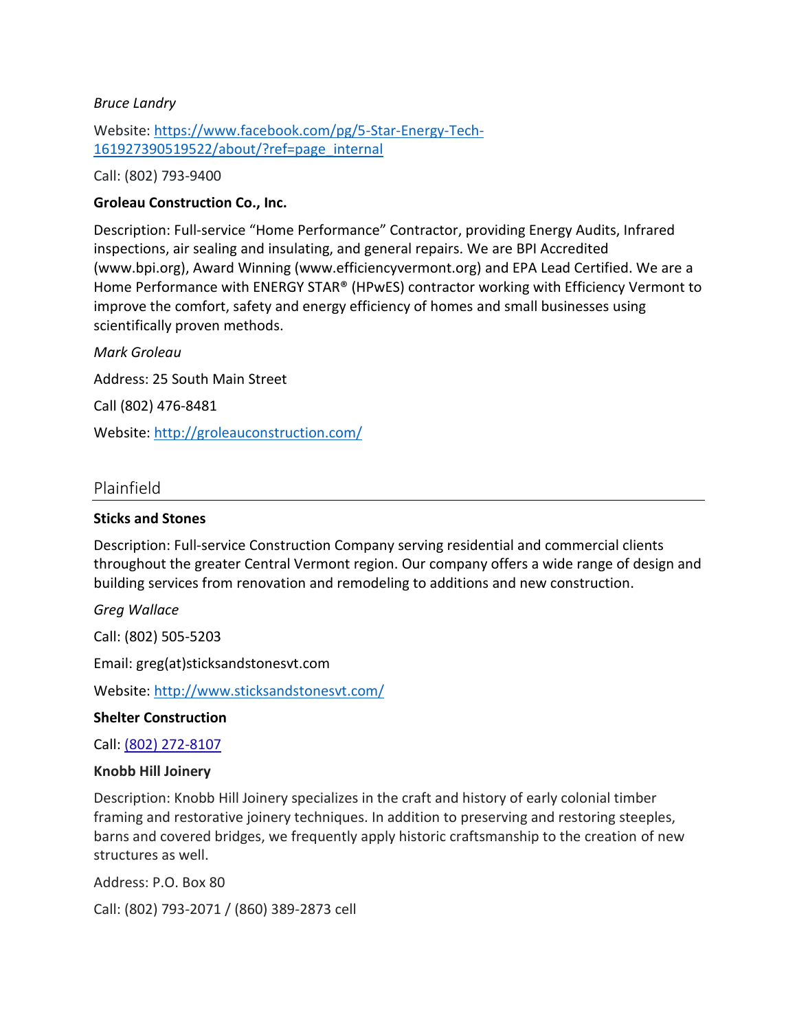*Bruce Landry*

Website: [https://www.facebook.com/pg/5-Star-Energy-Tech-161927390519522/about/?ref=page_internal](https://www.facebook.com/pg/5-Star-Energy-Tech-161927390519522/about/?ref=page_internal)

Call: (802) 793-9400

**Groleau Construction Co., Inc.**

Description: Full-service "Home Performance" Contractor, providing Energy Audits, Infrared inspections, air sealing and insulating, and general repairs. We are BPI Accredited (www.bpi.org), Award Winning (www.efficiencyvermont.org) and EPA Lead Certified. We are a Home Performance with ENERGY STAR® (HPwES) contractor working with Efficiency Vermont to improve the comfort, safety and energy efficiency of homes and small businesses using scientifically proven methods.

*Mark Groleau*

Address: 25 South Main Street

Call (802) 476-8481

Website: [http://groleauconstruction.com/](http://groleauconstruction.com/)

## Plainfield

**Sticks and Stones**

Description: Full-service Construction Company serving residential and commercial clients throughout the greater Central Vermont region. Our company offers a wide range of design and building services from renovation and remodeling to additions and new construction.

*Greg Wallace*

Call: (802) 505-5203

Email: greg(at)sticksandstonesvt.com

Website: [http://www.sticksandstonesvt.com/](http://www.sticksandstonesvt.com/)

**Shelter Construction**

Call: (802) 272-8107

**Knobb Hill Joinery**

Description: Knobb Hill Joinery specializes in the craft and history of early colonial timber framing and restorative joinery techniques. In addition to preserving and restoring steeples, barns and covered bridges, we frequently apply historic craftsmanship to the creation of new structures as well.

Address: P.O. Box 80

Call: (802) 793-2071 / (860) 389-2873 cell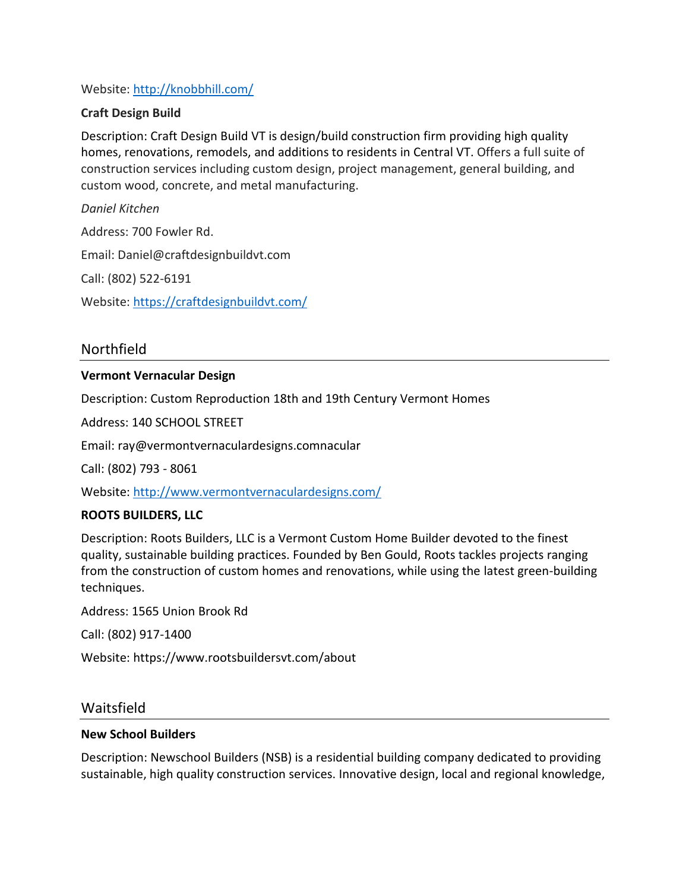Website: [http://knobbhill.com/](http://knobbhill.com/)

**Craft Design Build**

Description: Craft Design Build VT is design/build construction firm providing high quality homes, renovations, remodels, and additions to residents in Central VT. Offers a full suite of construction services including custom design, project management, general building, and custom wood, concrete, and metal manufacturing.

*Daniel Kitchen*

Address: 700 Fowler Rd.

Email: Daniel@craftdesignbuildvt.com

Call: (802) 522-6191

Website: [https://craftdesignbuildvt.com/](https://craftdesignbuildvt.com/)

## Northfield

**Vermont Vernacular Design**

Description: Custom Reproduction 18th and 19th Century Vermont Homes

Address: 140 SCHOOL STREET

Email: ray@vermontvernaculardesigns.comnacular

Call: (802) 793 - 8061

Website: [http://www.vermontvernaculardesigns.com/](http://www.vermontvernaculardesigns.com/)

**ROOTS BUILDERS, LLC**

Description: Roots Builders, LLC is a Vermont Custom Home Builder devoted to the finest quality, sustainable building practices. Founded by Ben Gould, Roots tackles projects ranging from the construction of custom homes and renovations, while using the latest green-building techniques.

Address: 1565 Union Brook Rd

Call: (802) 917-1400

Website: https://www.rootsbuildersvt.com/about

## Waitsfield

**New School Builders**

Description: Newschool Builders (NSB) is a residential building company dedicated to providing sustainable, high quality construction services. Innovative design, local and regional knowledge,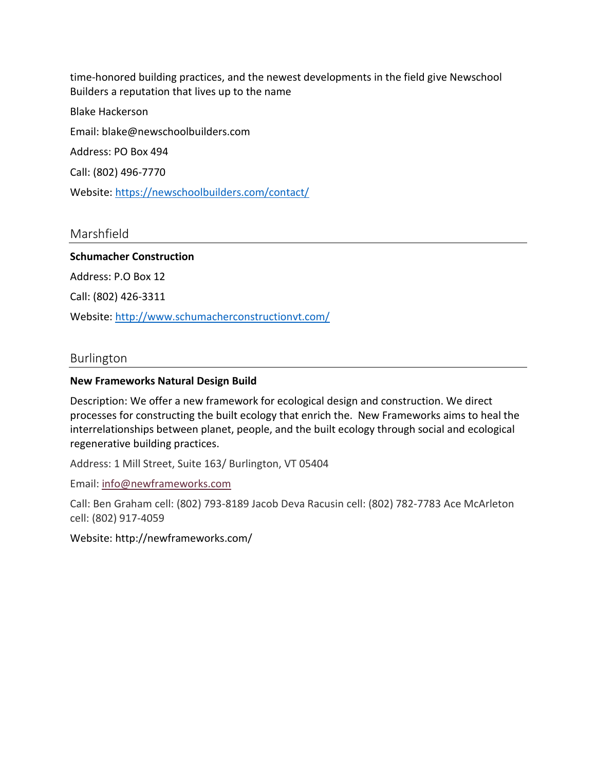time-honored building practices, and the newest developments in the field give Newschool Builders a reputation that lives up to the name

Blake Hackerson

Email: blake@newschoolbuilders.com

Address: PO Box 494

Call: (802) 496-7770

Website: https://newschoolbuilders.com/contact/

## Marshfield

**Schumacher Construction**

Address: P.O Box 12

Call: (802) 426-3311

Website: http://www.schumacherconstructionvt.com/

## Burlington

**New Frameworks Natural Design Build**

Description: We offer a new framework for ecological design and construction. We direct processes for constructing the built ecology that enrich the.  New Frameworks aims to heal the interrelationships between planet, people, and the built ecology through social and ecological regenerative building practices.

Address: 1 Mill Street, Suite 163/ Burlington, VT 05404

Email: info@newframeworks.com

Call: Ben Graham cell: (802) 793-8189 Jacob Deva Racusin cell: (802) 782-7783 Ace McArleton cell: (802) 917-4059

Website: http://newframeworks.com/